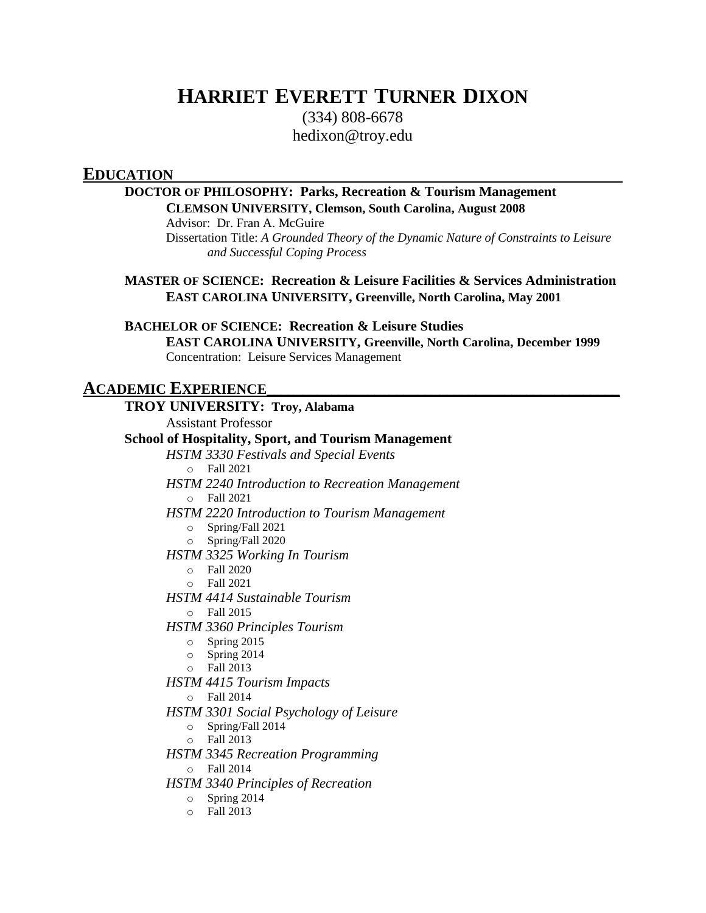# HARRIET EVERETT TURNER DIXON

(334) 808-6678
hedixon@troy.edu

## EDUCATION

**DOCTOR OF PHILOSOPHY: Parks, Recreation & Tourism Management**
**CLEMSON UNIVERSITY, Clemson, South Carolina, August 2008**
Advisor: Dr. Fran A. McGuire
Dissertation Title: *A Grounded Theory of the Dynamic Nature of Constraints to Leisure and Successful Coping Process*

**MASTER OF SCIENCE: Recreation & Leisure Facilities & Services Administration**
**EAST CAROLINA UNIVERSITY, Greenville, North Carolina, May 2001**

**BACHELOR OF SCIENCE: Recreation & Leisure Studies**
**EAST CAROLINA UNIVERSITY, Greenville, North Carolina, December 1999**
Concentration: Leisure Services Management

## ACADEMIC EXPERIENCE

**TROY UNIVERSITY: Troy, Alabama**
Assistant Professor

**School of Hospitality, Sport, and Tourism Management**

*HSTM 3330 Festivals and Special Events*
- Fall 2021

*HSTM 2240 Introduction to Recreation Management*
- Fall 2021

*HSTM 2220 Introduction to Tourism Management*
- Spring/Fall 2021
- Spring/Fall 2020

*HSTM 3325 Working In Tourism*
- Fall 2020
- Fall 2021

*HSTM 4414 Sustainable Tourism*
- Fall 2015

*HSTM 3360 Principles Tourism*
- Spring 2015
- Spring 2014
- Fall 2013

*HSTM 4415 Tourism Impacts*
- Fall 2014

*HSTM 3301 Social Psychology of Leisure*
- Spring/Fall 2014
- Fall 2013

*HSTM 3345 Recreation Programming*
- Fall 2014

*HSTM 3340 Principles of Recreation*
- Spring 2014
- Fall 2013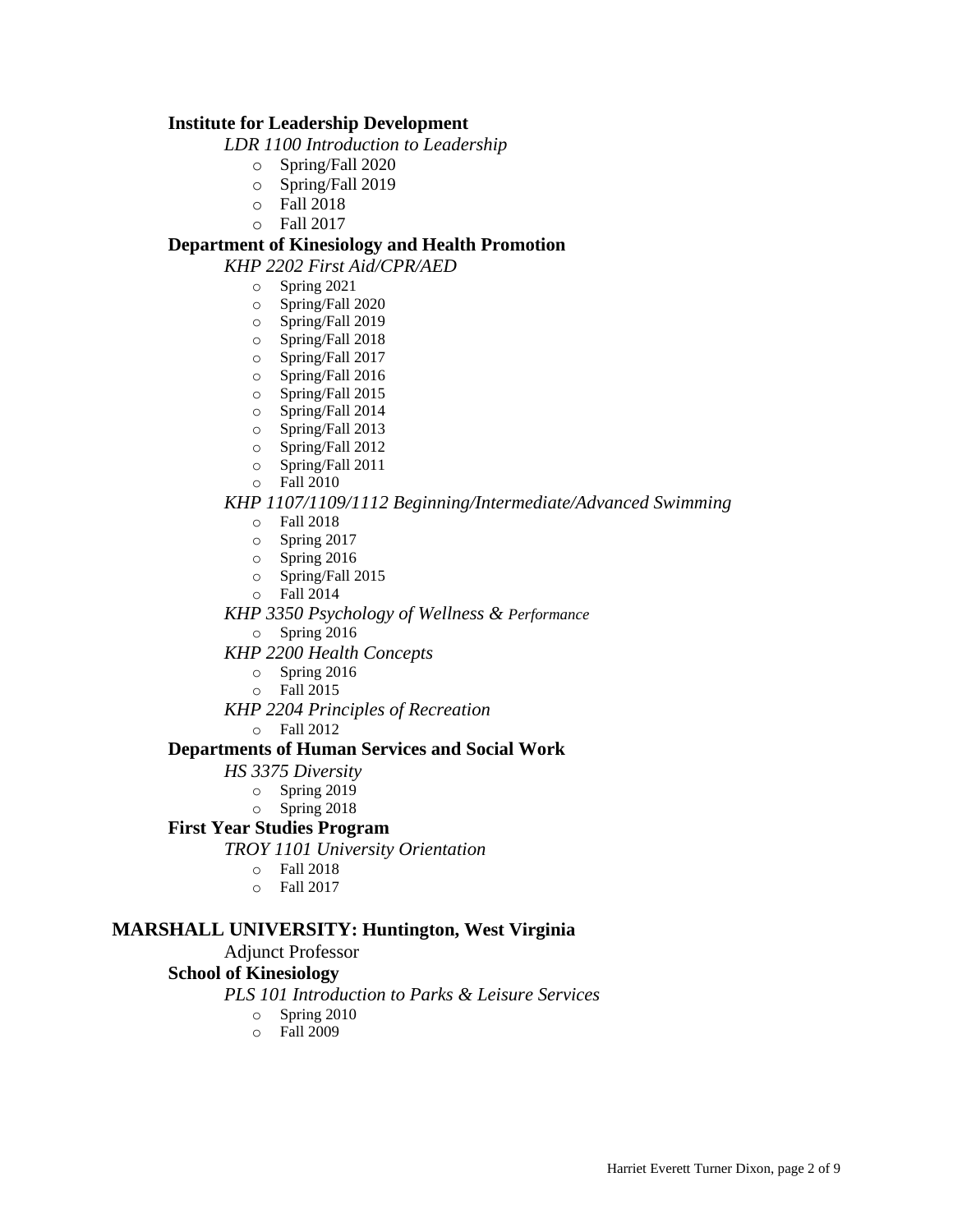**Institute for Leadership Development**

*LDR 1100 Introduction to Leadership*

- Spring/Fall 2020
- Spring/Fall 2019
- Fall 2018
- Fall 2017

**Department of Kinesiology and Health Promotion**

*KHP 2202 First Aid/CPR/AED*

- Spring 2021
- Spring/Fall 2020
- Spring/Fall 2019
- Spring/Fall 2018
- Spring/Fall 2017
- Spring/Fall 2016
- Spring/Fall 2015
- Spring/Fall 2014
- Spring/Fall 2013
- Spring/Fall 2012
- Spring/Fall 2011
- Fall 2010

*KHP 1107/1109/1112 Beginning/Intermediate/Advanced Swimming*

- Fall 2018
- Spring 2017
- Spring 2016
- Spring/Fall 2015
- Fall 2014

*KHP 3350 Psychology of Wellness & Performance*

- Spring 2016

*KHP 2200 Health Concepts*

- Spring 2016
- Fall 2015

*KHP 2204 Principles of Recreation*

- Fall 2012

**Departments of Human Services and Social Work**

*HS 3375 Diversity*

- Spring 2019
- Spring 2018

**First Year Studies Program**

*TROY 1101 University Orientation*

- Fall 2018
- Fall 2017

## MARSHALL UNIVERSITY: Huntington, West Virginia

Adjunct Professor

**School of Kinesiology**

*PLS 101 Introduction to Parks & Leisure Services*

- Spring 2010
- Fall 2009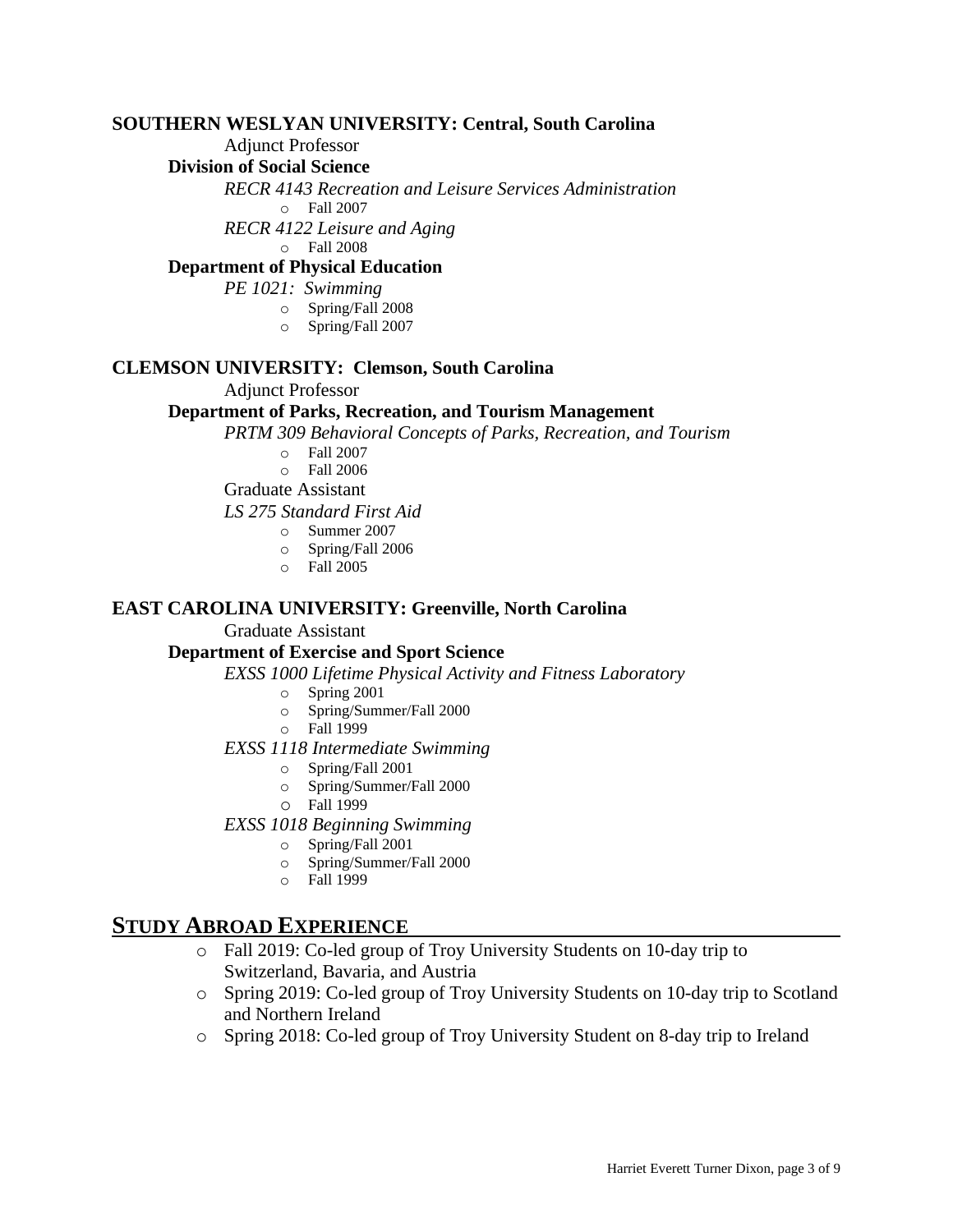**SOUTHERN WESLYAN UNIVERSITY: Central, South Carolina**

Adjunct Professor

**Division of Social Science**

*RECR 4143 Recreation and Leisure Services Administration*

- Fall 2007

*RECR 4122 Leisure and Aging*

- Fall 2008

**Department of Physical Education**

*PE 1021: Swimming*

- Spring/Fall 2008
- Spring/Fall 2007

**CLEMSON UNIVERSITY: Clemson, South Carolina**

Adjunct Professor

**Department of Parks, Recreation, and Tourism Management**

*PRTM 309 Behavioral Concepts of Parks, Recreation, and Tourism*

- Fall 2007
- Fall 2006

Graduate Assistant

*LS 275 Standard First Aid*

- Summer 2007
- Spring/Fall 2006
- Fall 2005

**EAST CAROLINA UNIVERSITY: Greenville, North Carolina**

Graduate Assistant

**Department of Exercise and Sport Science**

*EXSS 1000 Lifetime Physical Activity and Fitness Laboratory*

- Spring 2001
- Spring/Summer/Fall 2000
- Fall 1999

*EXSS 1118 Intermediate Swimming*

- Spring/Fall 2001
- Spring/Summer/Fall 2000
- Fall 1999

*EXSS 1018 Beginning Swimming*

- Spring/Fall 2001
- Spring/Summer/Fall 2000
- Fall 1999

## STUDY ABROAD EXPERIENCE

- Fall 2019: Co-led group of Troy University Students on 10-day trip to Switzerland, Bavaria, and Austria
- Spring 2019: Co-led group of Troy University Students on 10-day trip to Scotland and Northern Ireland
- Spring 2018: Co-led group of Troy University Student on 8-day trip to Ireland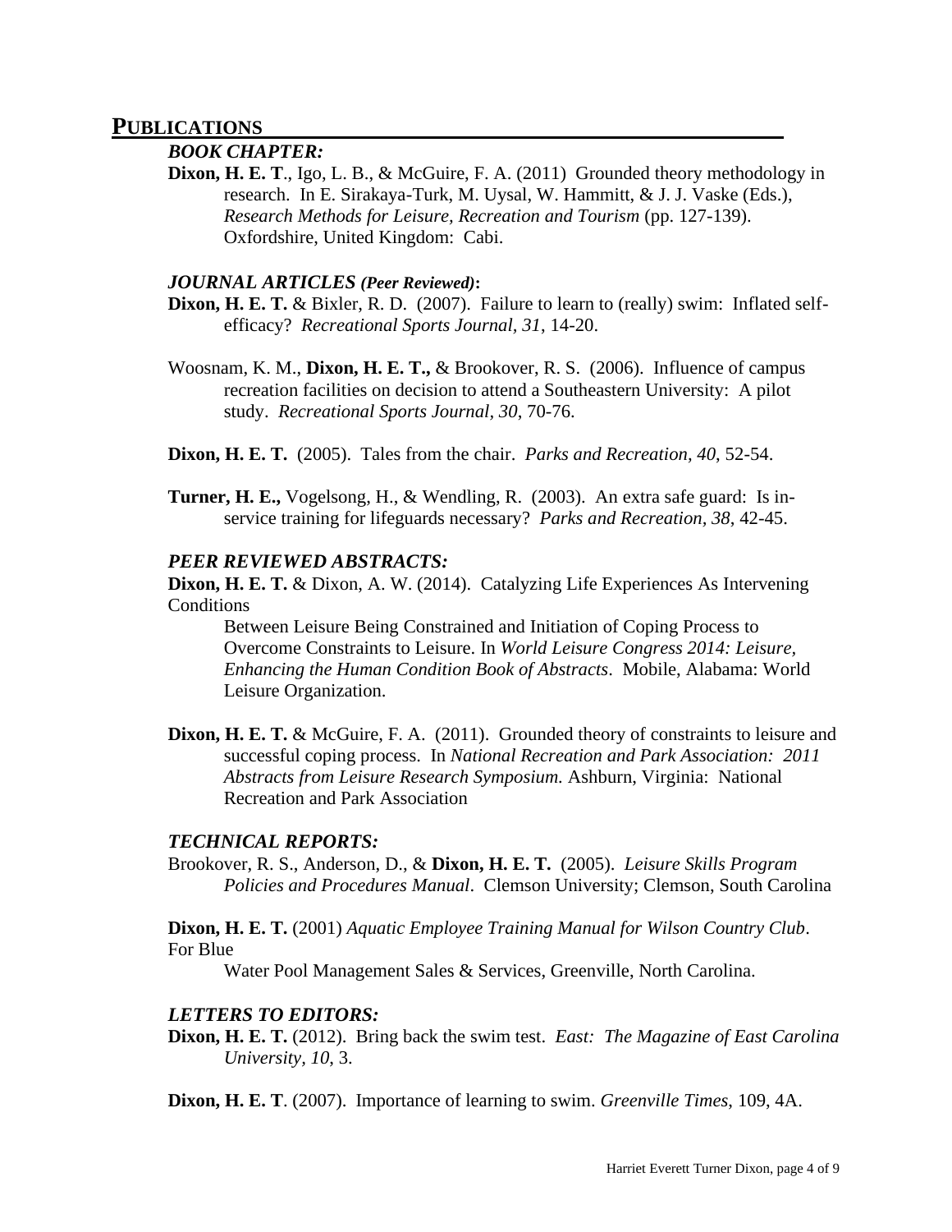## PUBLICATIONS

### *BOOK CHAPTER:*

**Dixon, H. E. T**., Igo, L. B., & McGuire, F. A. (2011) Grounded theory methodology in research. In E. Sirakaya-Turk, M. Uysal, W. Hammitt, & J. J. Vaske (Eds.), *Research Methods for Leisure, Recreation and Tourism* (pp. 127-139). Oxfordshire, United Kingdom: Cabi.

### *JOURNAL ARTICLES (Peer Reviewed)*:

**Dixon, H. E. T.** & Bixler, R. D. (2007). Failure to learn to (really) swim: Inflated self-efficacy? *Recreational Sports Journal, 31*, 14-20.

Woosnam, K. M., **Dixon, H. E. T.,** & Brookover, R. S. (2006). Influence of campus recreation facilities on decision to attend a Southeastern University: A pilot study. *Recreational Sports Journal, 30*, 70-76.

**Dixon, H. E. T.** (2005). Tales from the chair. *Parks and Recreation, 40*, 52-54.

**Turner, H. E.,** Vogelsong, H., & Wendling, R. (2003). An extra safe guard: Is in-service training for lifeguards necessary? *Parks and Recreation, 38*, 42-45.

### *PEER REVIEWED ABSTRACTS:*

**Dixon, H. E. T.** & Dixon, A. W. (2014). Catalyzing Life Experiences As Intervening Conditions Between Leisure Being Constrained and Initiation of Coping Process to Overcome Constraints to Leisure. In *World Leisure Congress 2014: Leisure, Enhancing the Human Condition Book of Abstracts*. Mobile, Alabama: World Leisure Organization.

**Dixon, H. E. T.** & McGuire, F. A. (2011). Grounded theory of constraints to leisure and successful coping process. In *National Recreation and Park Association: 2011 Abstracts from Leisure Research Symposium.* Ashburn, Virginia: National Recreation and Park Association

### *TECHNICAL REPORTS:*

Brookover, R. S., Anderson, D., & **Dixon, H. E. T.** (2005). *Leisure Skills Program Policies and Procedures Manual*. Clemson University; Clemson, South Carolina

**Dixon, H. E. T.** (2001) *Aquatic Employee Training Manual for Wilson Country Club*. For Blue Water Pool Management Sales & Services, Greenville, North Carolina.

### *LETTERS TO EDITORS:*

**Dixon, H. E. T.** (2012). Bring back the swim test. *East: The Magazine of East Carolina University, 10,* 3.

**Dixon, H. E. T**. (2007). Importance of learning to swim. *Greenville Times*, 109, 4A.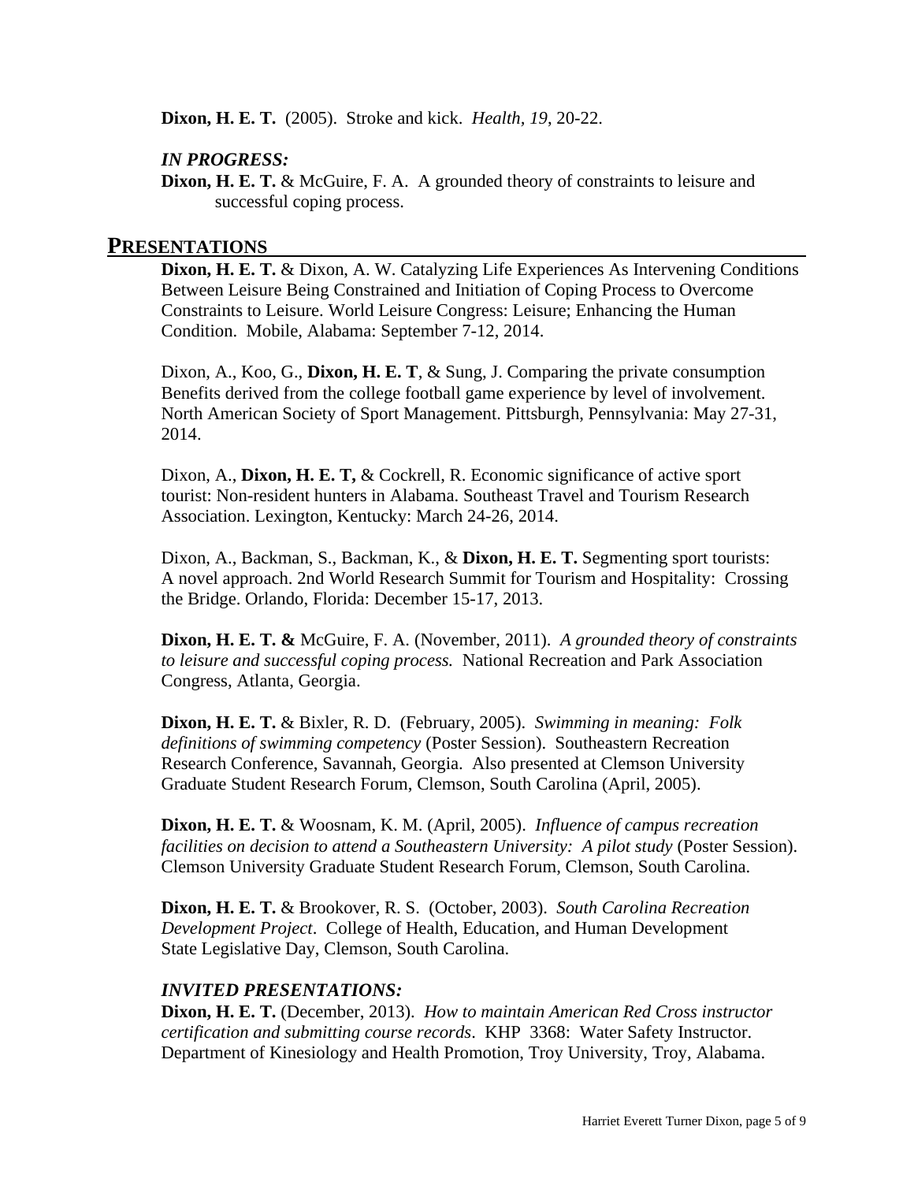**Dixon, H. E. T.** (2005). Stroke and kick. *Health, 19*, 20-22.

### *IN PROGRESS:*

**Dixon, H. E. T.** & McGuire, F. A. A grounded theory of constraints to leisure and successful coping process.

## PRESENTATIONS

**Dixon, H. E. T.** & Dixon, A. W. Catalyzing Life Experiences As Intervening Conditions Between Leisure Being Constrained and Initiation of Coping Process to Overcome Constraints to Leisure. World Leisure Congress: Leisure; Enhancing the Human Condition. Mobile, Alabama: September 7-12, 2014.

Dixon, A., Koo, G., **Dixon, H. E. T**, & Sung, J. Comparing the private consumption Benefits derived from the college football game experience by level of involvement. North American Society of Sport Management. Pittsburgh, Pennsylvania: May 27-31, 2014.

Dixon, A., **Dixon, H. E. T,** & Cockrell, R. Economic significance of active sport tourist: Non-resident hunters in Alabama. Southeast Travel and Tourism Research Association. Lexington, Kentucky: March 24-26, 2014.

Dixon, A., Backman, S., Backman, K., & **Dixon, H. E. T.** Segmenting sport tourists: A novel approach. 2nd World Research Summit for Tourism and Hospitality: Crossing the Bridge. Orlando, Florida: December 15-17, 2013.

**Dixon, H. E. T. &** McGuire, F. A. (November, 2011). *A grounded theory of constraints to leisure and successful coping process.* National Recreation and Park Association Congress, Atlanta, Georgia.

**Dixon, H. E. T.** & Bixler, R. D. (February, 2005). *Swimming in meaning: Folk definitions of swimming competency* (Poster Session). Southeastern Recreation Research Conference, Savannah, Georgia. Also presented at Clemson University Graduate Student Research Forum, Clemson, South Carolina (April, 2005).

**Dixon, H. E. T.** & Woosnam, K. M. (April, 2005). *Influence of campus recreation facilities on decision to attend a Southeastern University: A pilot study* (Poster Session). Clemson University Graduate Student Research Forum, Clemson, South Carolina.

**Dixon, H. E. T.** & Brookover, R. S. (October, 2003). *South Carolina Recreation Development Project*. College of Health, Education, and Human Development State Legislative Day, Clemson, South Carolina.

### *INVITED PRESENTATIONS:*

**Dixon, H. E. T.** (December, 2013). *How to maintain American Red Cross instructor certification and submitting course records*. KHP 3368: Water Safety Instructor. Department of Kinesiology and Health Promotion, Troy University, Troy, Alabama.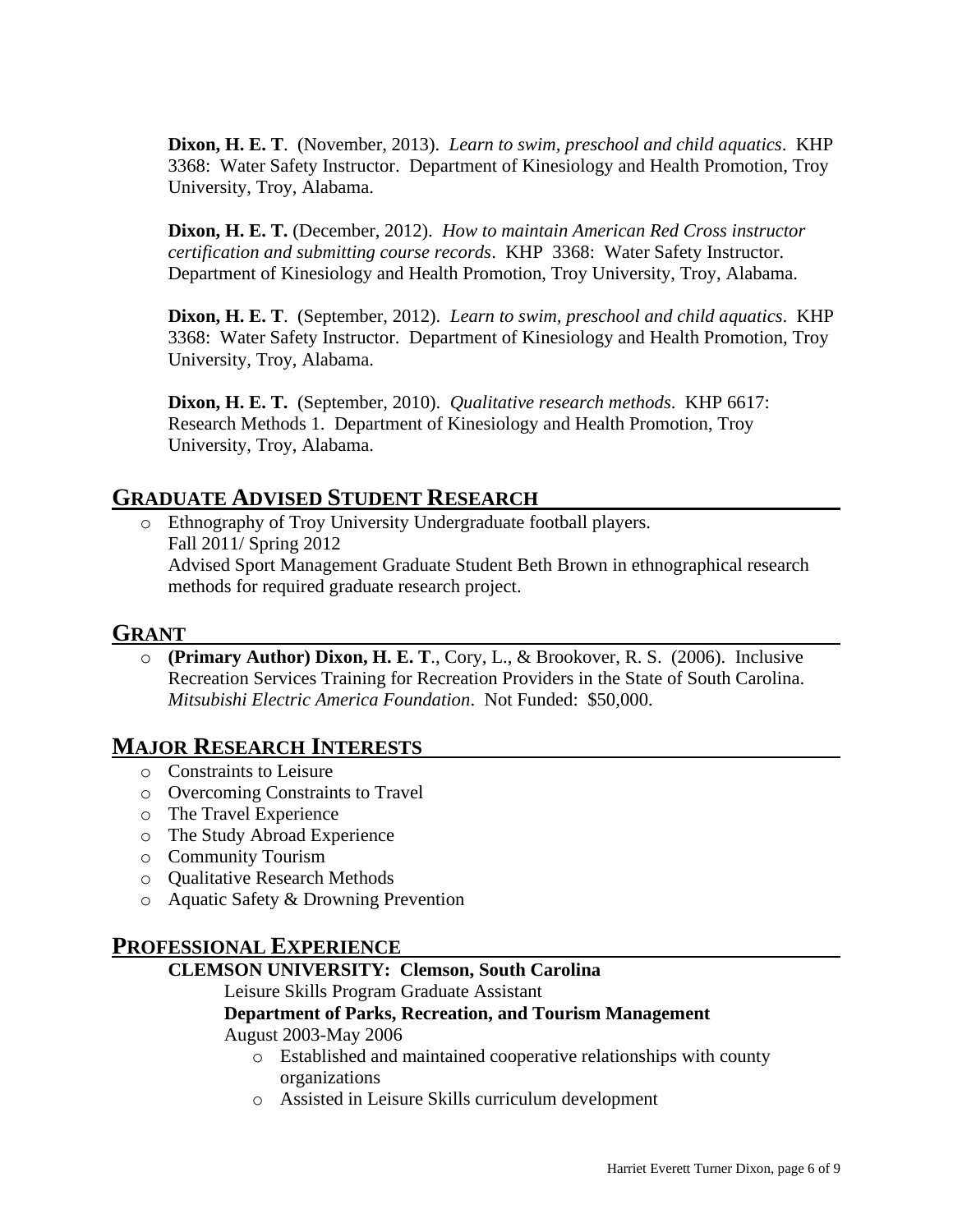**Dixon, H. E. T**. (November, 2013). *Learn to swim, preschool and child aquatics*. KHP 3368: Water Safety Instructor. Department of Kinesiology and Health Promotion, Troy University, Troy, Alabama.

**Dixon, H. E. T.** (December, 2012). *How to maintain American Red Cross instructor certification and submitting course records*. KHP 3368: Water Safety Instructor. Department of Kinesiology and Health Promotion, Troy University, Troy, Alabama.

**Dixon, H. E. T**. (September, 2012). *Learn to swim, preschool and child aquatics*. KHP 3368: Water Safety Instructor. Department of Kinesiology and Health Promotion, Troy University, Troy, Alabama.

**Dixon, H. E. T.** (September, 2010). *Qualitative research methods*. KHP 6617: Research Methods 1. Department of Kinesiology and Health Promotion, Troy University, Troy, Alabama.

## GRADUATE ADVISED STUDENT RESEARCH

- Ethnography of Troy University Undergraduate football players.
  Fall 2011/ Spring 2012
  Advised Sport Management Graduate Student Beth Brown in ethnographical research methods for required graduate research project.

## GRANT

- **(Primary Author) Dixon, H. E. T**., Cory, L., & Brookover, R. S. (2006). Inclusive Recreation Services Training for Recreation Providers in the State of South Carolina. *Mitsubishi Electric America Foundation*. Not Funded: $50,000.

## MAJOR RESEARCH INTERESTS

- Constraints to Leisure
- Overcoming Constraints to Travel
- The Travel Experience
- The Study Abroad Experience
- Community Tourism
- Qualitative Research Methods
- Aquatic Safety & Drowning Prevention

## PROFESSIONAL EXPERIENCE

**CLEMSON UNIVERSITY: Clemson, South Carolina**

Leisure Skills Program Graduate Assistant

**Department of Parks, Recreation, and Tourism Management**

August 2003-May 2006

- Established and maintained cooperative relationships with county organizations
- Assisted in Leisure Skills curriculum development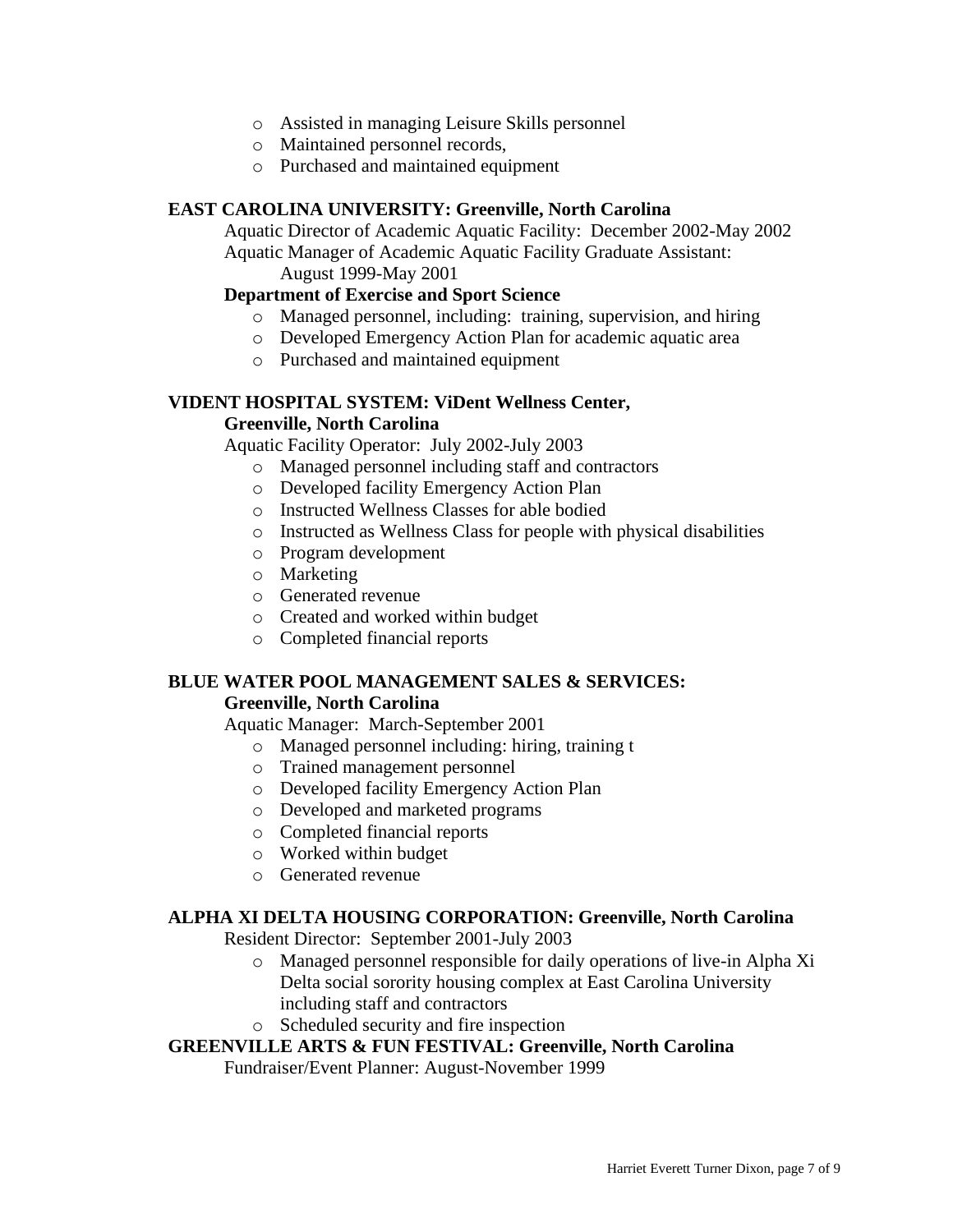- Assisted in managing Leisure Skills personnel
- Maintained personnel records,
- Purchased and maintained equipment

**EAST CAROLINA UNIVERSITY: Greenville, North Carolina**

Aquatic Director of Academic Aquatic Facility: December 2002-May 2002
Aquatic Manager of Academic Aquatic Facility Graduate Assistant:
August 1999-May 2001

**Department of Exercise and Sport Science**

- Managed personnel, including: training, supervision, and hiring
- Developed Emergency Action Plan for academic aquatic area
- Purchased and maintained equipment

**VIDENT HOSPITAL SYSTEM: ViDent Wellness Center, Greenville, North Carolina**

Aquatic Facility Operator: July 2002-July 2003

- Managed personnel including staff and contractors
- Developed facility Emergency Action Plan
- Instructed Wellness Classes for able bodied
- Instructed as Wellness Class for people with physical disabilities
- Program development
- Marketing
- Generated revenue
- Created and worked within budget
- Completed financial reports

**BLUE WATER POOL MANAGEMENT SALES & SERVICES: Greenville, North Carolina**

Aquatic Manager: March-September 2001

- Managed personnel including: hiring, training t
- Trained management personnel
- Developed facility Emergency Action Plan
- Developed and marketed programs
- Completed financial reports
- Worked within budget
- Generated revenue

**ALPHA XI DELTA HOUSING CORPORATION: Greenville, North Carolina**

Resident Director: September 2001-July 2003

- Managed personnel responsible for daily operations of live-in Alpha Xi Delta social sorority housing complex at East Carolina University including staff and contractors
- Scheduled security and fire inspection

**GREENVILLE ARTS & FUN FESTIVAL: Greenville, North Carolina**

Fundraiser/Event Planner: August-November 1999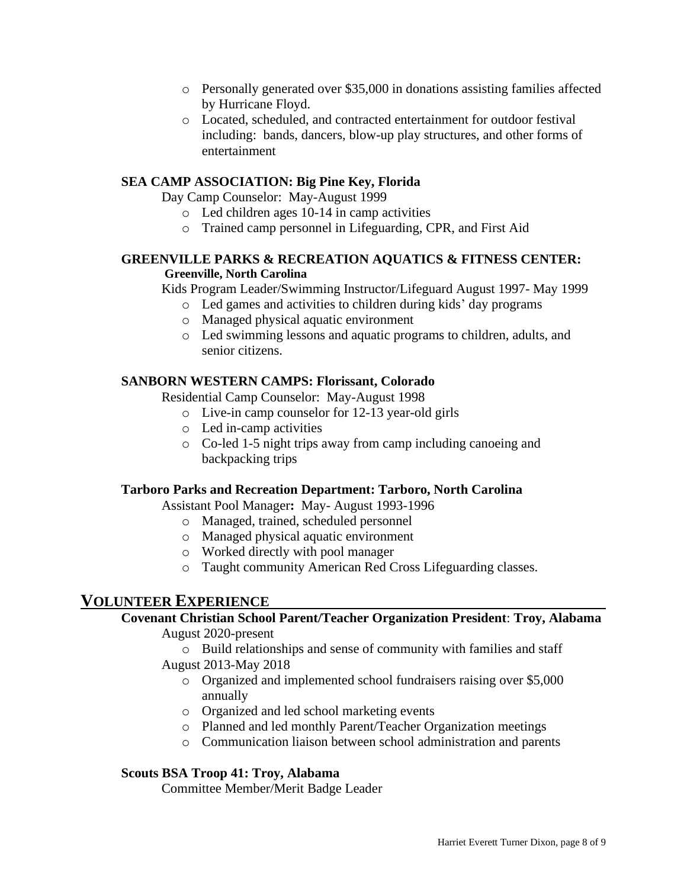- Personally generated over $35,000 in donations assisting families affected by Hurricane Floyd.
- Located, scheduled, and contracted entertainment for outdoor festival including: bands, dancers, blow-up play structures, and other forms of entertainment

**SEA CAMP ASSOCIATION: Big Pine Key, Florida**

Day Camp Counselor: May-August 1999

- Led children ages 10-14 in camp activities
- Trained camp personnel in Lifeguarding, CPR, and First Aid

**GREENVILLE PARKS & RECREATION AQUATICS & FITNESS CENTER: Greenville, North Carolina**

Kids Program Leader/Swimming Instructor/Lifeguard August 1997- May 1999

- Led games and activities to children during kids' day programs
- Managed physical aquatic environment
- Led swimming lessons and aquatic programs to children, adults, and senior citizens.

**SANBORN WESTERN CAMPS: Florissant, Colorado**

Residential Camp Counselor: May-August 1998

- Live-in camp counselor for 12-13 year-old girls
- Led in-camp activities
- Co-led 1-5 night trips away from camp including canoeing and backpacking trips

**Tarboro Parks and Recreation Department: Tarboro, North Carolina**

Assistant Pool Manager**:** May- August 1993-1996

- Managed, trained, scheduled personnel
- Managed physical aquatic environment
- Worked directly with pool manager
- Taught community American Red Cross Lifeguarding classes.

## VOLUNTEER EXPERIENCE

**Covenant Christian School Parent/Teacher Organization President**: **Troy, Alabama**

August 2020-present

- Build relationships and sense of community with families and staff

August 2013-May 2018

- Organized and implemented school fundraisers raising over $5,000 annually
- Organized and led school marketing events
- Planned and led monthly Parent/Teacher Organization meetings
- Communication liaison between school administration and parents

**Scouts BSA Troop 41: Troy, Alabama**

Committee Member/Merit Badge Leader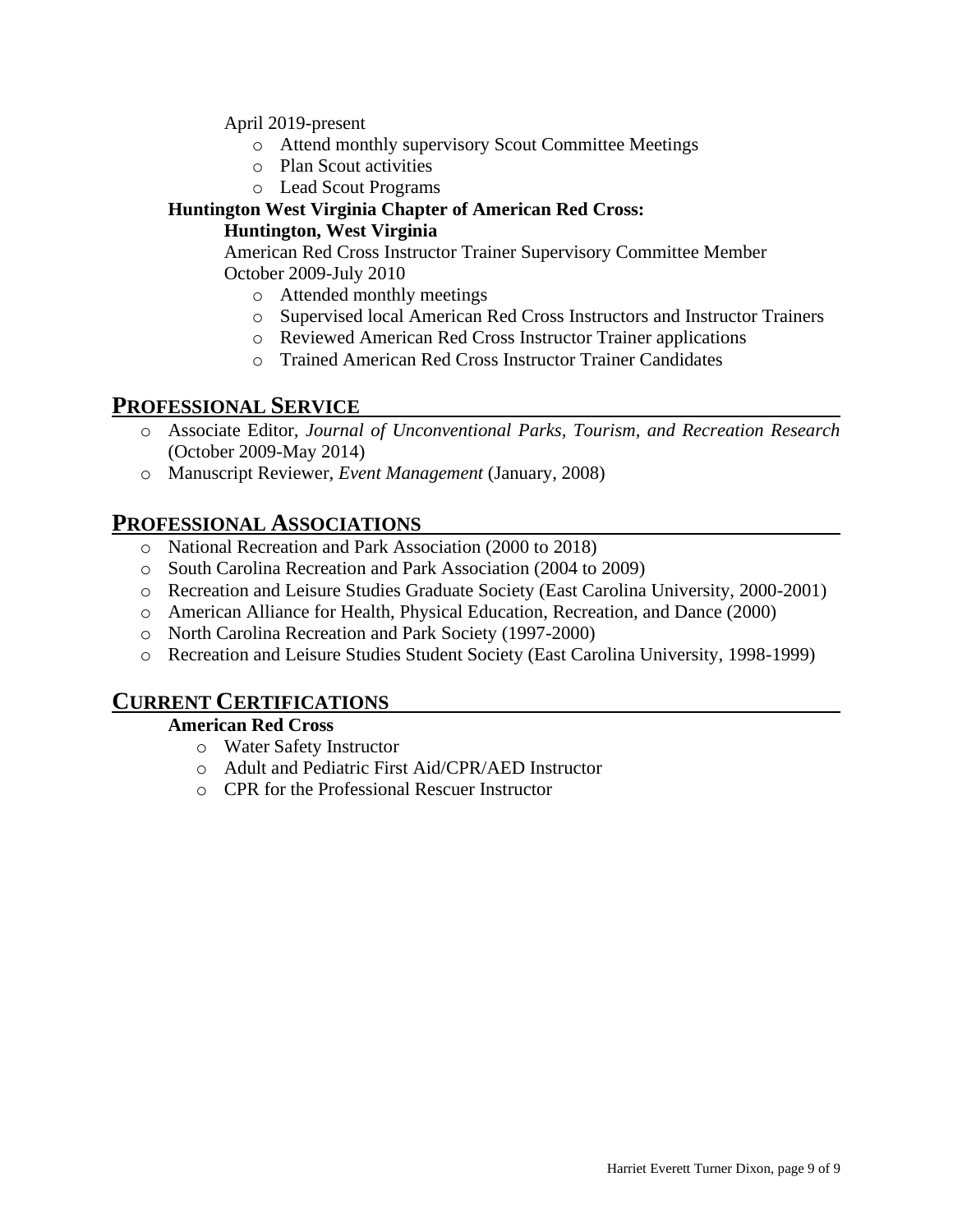April 2019-present

- Attend monthly supervisory Scout Committee Meetings
- Plan Scout activities
- Lead Scout Programs

**Huntington West Virginia Chapter of American Red Cross:**
**Huntington, West Virginia**

American Red Cross Instructor Trainer Supervisory Committee Member
October 2009-July 2010

- Attended monthly meetings
- Supervised local American Red Cross Instructors and Instructor Trainers
- Reviewed American Red Cross Instructor Trainer applications
- Trained American Red Cross Instructor Trainer Candidates

## PROFESSIONAL SERVICE

- Associate Editor, *Journal of Unconventional Parks, Tourism, and Recreation Research* (October 2009-May 2014)
- Manuscript Reviewer, *Event Management* (January, 2008)

## PROFESSIONAL ASSOCIATIONS

- National Recreation and Park Association (2000 to 2018)
- South Carolina Recreation and Park Association (2004 to 2009)
- Recreation and Leisure Studies Graduate Society (East Carolina University, 2000-2001)
- American Alliance for Health, Physical Education, Recreation, and Dance (2000)
- North Carolina Recreation and Park Society (1997-2000)
- Recreation and Leisure Studies Student Society (East Carolina University, 1998-1999)

## CURRENT CERTIFICATIONS

**American Red Cross**

- Water Safety Instructor
- Adult and Pediatric First Aid/CPR/AED Instructor
- CPR for the Professional Rescuer Instructor